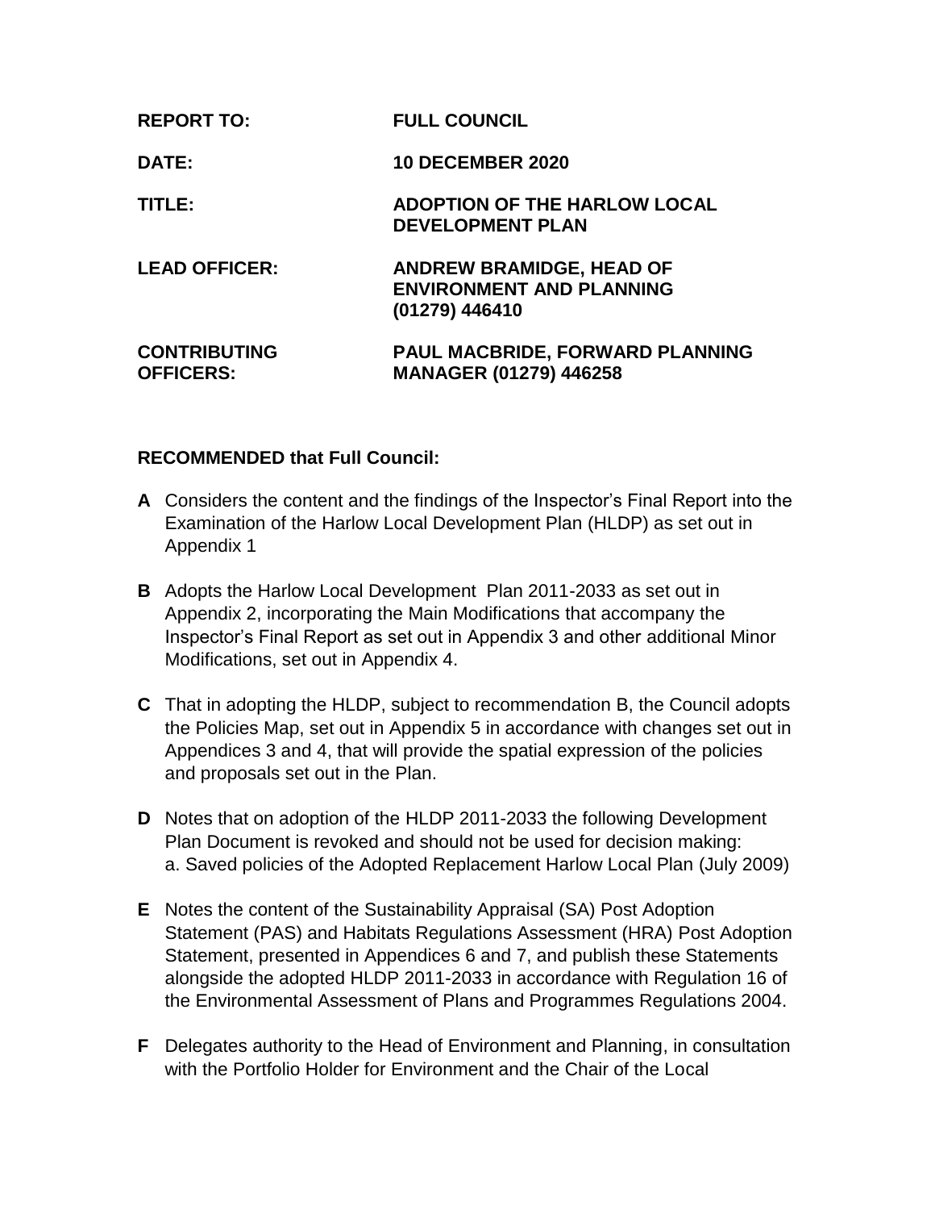| | |
|---|---|
| **REPORT TO:** | **FULL COUNCIL** |
| **DATE:** | **10 DECEMBER 2020** |
| **TITLE:** | **ADOPTION OF THE HARLOW LOCAL DEVELOPMENT PLAN** |
| **LEAD OFFICER:** | **ANDREW BRAMIDGE, HEAD OF ENVIRONMENT AND PLANNING (01279) 446410** |
| **CONTRIBUTING OFFICERS:** | **PAUL MACBRIDE, FORWARD PLANNING MANAGER (01279) 446258** |

**RECOMMENDED that Full Council:**

**A** Considers the content and the findings of the Inspector's Final Report into the Examination of the Harlow Local Development Plan (HLDP) as set out in Appendix 1

**B** Adopts the Harlow Local Development Plan 2011-2033 as set out in Appendix 2, incorporating the Main Modifications that accompany the Inspector's Final Report as set out in Appendix 3 and other additional Minor Modifications, set out in Appendix 4.

**C** That in adopting the HLDP, subject to recommendation B, the Council adopts the Policies Map, set out in Appendix 5 in accordance with changes set out in Appendices 3 and 4, that will provide the spatial expression of the policies and proposals set out in the Plan.

**D** Notes that on adoption of the HLDP 2011-2033 the following Development Plan Document is revoked and should not be used for decision making:
a. Saved policies of the Adopted Replacement Harlow Local Plan (July 2009)

**E** Notes the content of the Sustainability Appraisal (SA) Post Adoption Statement (PAS) and Habitats Regulations Assessment (HRA) Post Adoption Statement, presented in Appendices 6 and 7, and publish these Statements alongside the adopted HLDP 2011-2033 in accordance with Regulation 16 of the Environmental Assessment of Plans and Programmes Regulations 2004.

**F** Delegates authority to the Head of Environment and Planning, in consultation with the Portfolio Holder for Environment and the Chair of the Local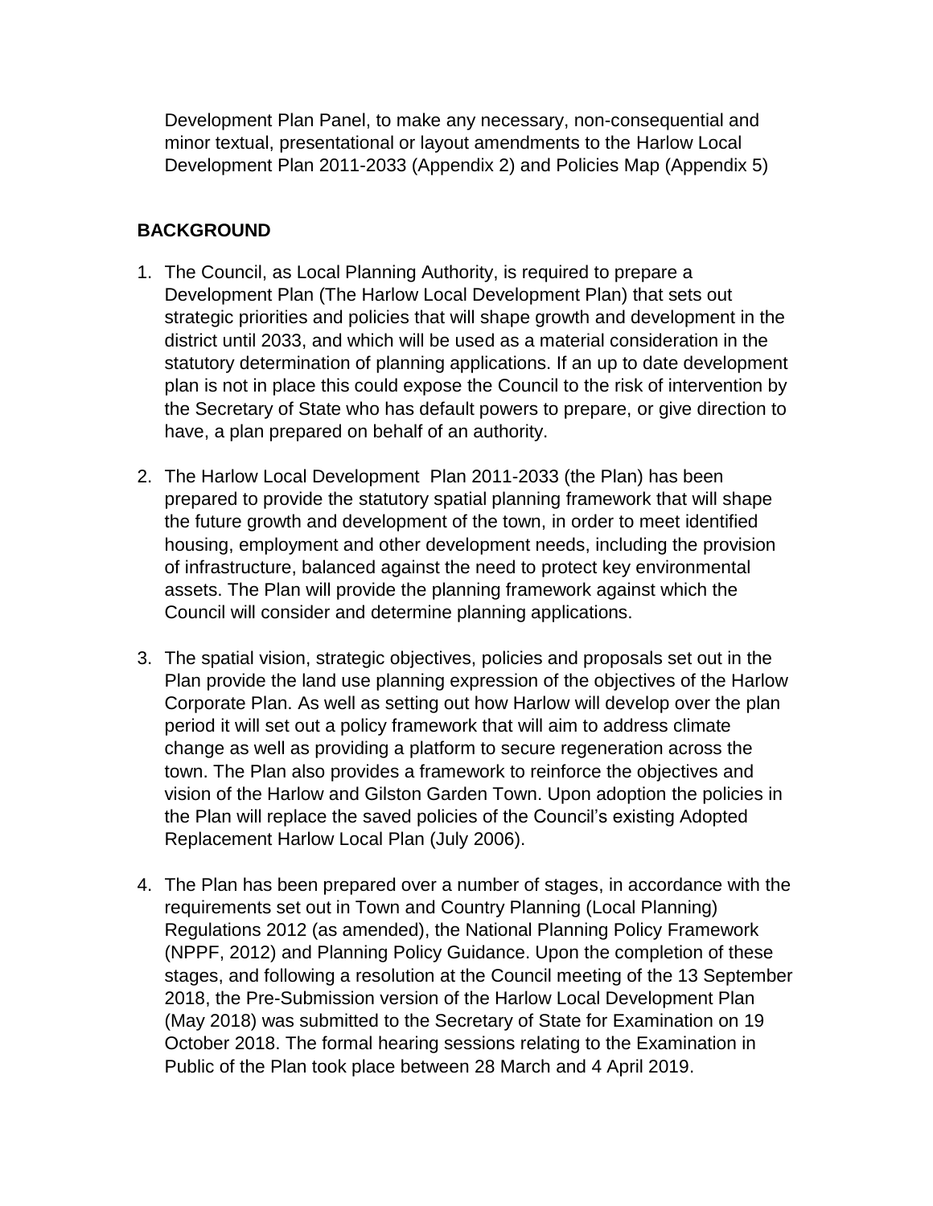Development Plan Panel, to make any necessary, non-consequential and minor textual, presentational or layout amendments to the Harlow Local Development Plan 2011-2033 (Appendix 2) and Policies Map (Appendix 5)

**BACKGROUND**

1. The Council, as Local Planning Authority, is required to prepare a Development Plan (The Harlow Local Development Plan) that sets out strategic priorities and policies that will shape growth and development in the district until 2033, and which will be used as a material consideration in the statutory determination of planning applications. If an up to date development plan is not in place this could expose the Council to the risk of intervention by the Secretary of State who has default powers to prepare, or give direction to have, a plan prepared on behalf of an authority.

2. The Harlow Local Development Plan 2011-2033 (the Plan) has been prepared to provide the statutory spatial planning framework that will shape the future growth and development of the town, in order to meet identified housing, employment and other development needs, including the provision of infrastructure, balanced against the need to protect key environmental assets. The Plan will provide the planning framework against which the Council will consider and determine planning applications.

3. The spatial vision, strategic objectives, policies and proposals set out in the Plan provide the land use planning expression of the objectives of the Harlow Corporate Plan. As well as setting out how Harlow will develop over the plan period it will set out a policy framework that will aim to address climate change as well as providing a platform to secure regeneration across the town. The Plan also provides a framework to reinforce the objectives and vision of the Harlow and Gilston Garden Town. Upon adoption the policies in the Plan will replace the saved policies of the Council's existing Adopted Replacement Harlow Local Plan (July 2006).

4. The Plan has been prepared over a number of stages, in accordance with the requirements set out in Town and Country Planning (Local Planning) Regulations 2012 (as amended), the National Planning Policy Framework (NPPF, 2012) and Planning Policy Guidance. Upon the completion of these stages, and following a resolution at the Council meeting of the 13 September 2018, the Pre-Submission version of the Harlow Local Development Plan (May 2018) was submitted to the Secretary of State for Examination on 19 October 2018. The formal hearing sessions relating to the Examination in Public of the Plan took place between 28 March and 4 April 2019.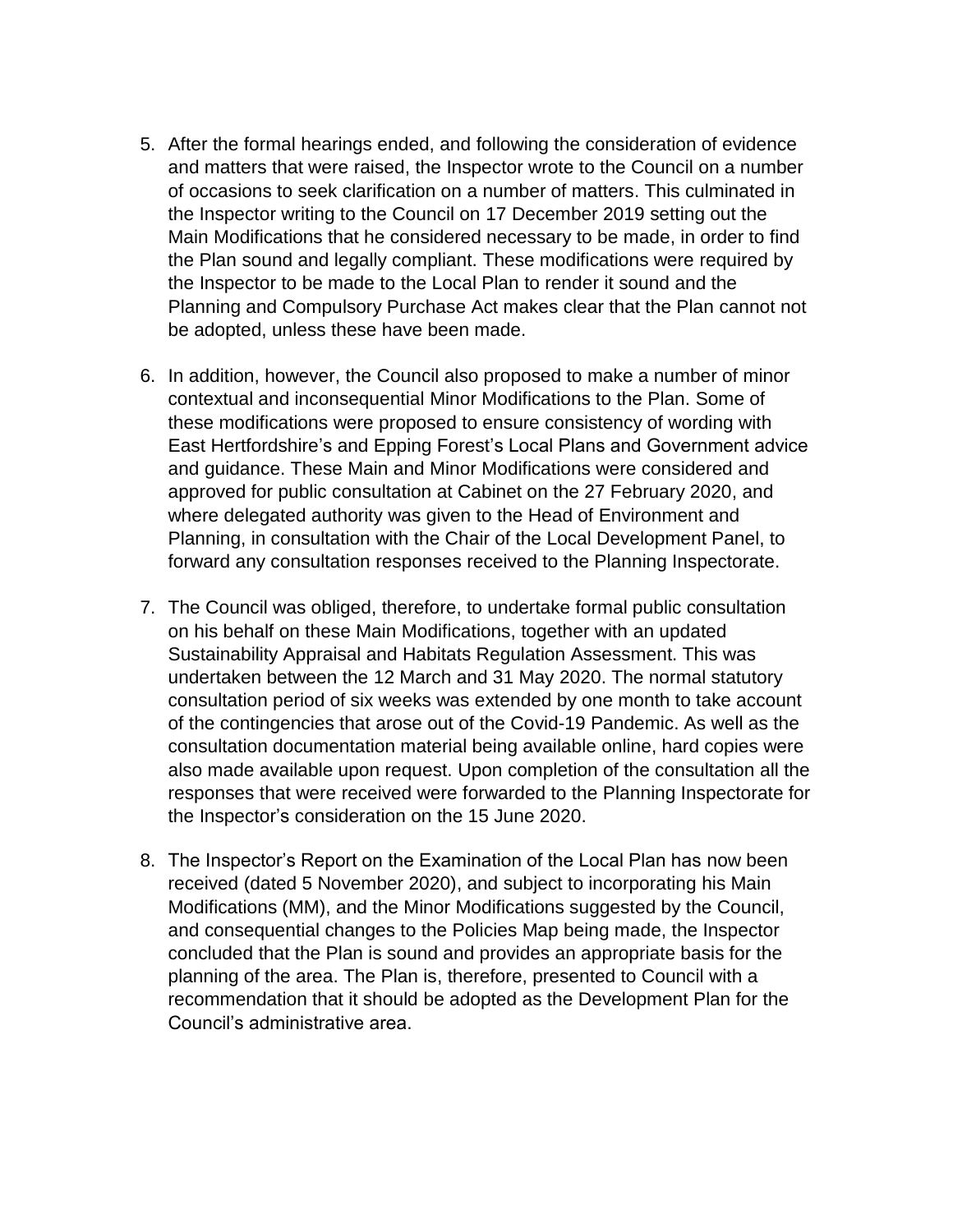5. After the formal hearings ended, and following the consideration of evidence and matters that were raised, the Inspector wrote to the Council on a number of occasions to seek clarification on a number of matters. This culminated in the Inspector writing to the Council on 17 December 2019 setting out the Main Modifications that he considered necessary to be made, in order to find the Plan sound and legally compliant. These modifications were required by the Inspector to be made to the Local Plan to render it sound and the Planning and Compulsory Purchase Act makes clear that the Plan cannot not be adopted, unless these have been made.

6. In addition, however, the Council also proposed to make a number of minor contextual and inconsequential Minor Modifications to the Plan. Some of these modifications were proposed to ensure consistency of wording with East Hertfordshire's and Epping Forest's Local Plans and Government advice and guidance. These Main and Minor Modifications were considered and approved for public consultation at Cabinet on the 27 February 2020, and where delegated authority was given to the Head of Environment and Planning, in consultation with the Chair of the Local Development Panel, to forward any consultation responses received to the Planning Inspectorate.

7. The Council was obliged, therefore, to undertake formal public consultation on his behalf on these Main Modifications, together with an updated Sustainability Appraisal and Habitats Regulation Assessment. This was undertaken between the 12 March and 31 May 2020. The normal statutory consultation period of six weeks was extended by one month to take account of the contingencies that arose out of the Covid-19 Pandemic. As well as the consultation documentation material being available online, hard copies were also made available upon request. Upon completion of the consultation all the responses that were received were forwarded to the Planning Inspectorate for the Inspector's consideration on the 15 June 2020.

8. The Inspector's Report on the Examination of the Local Plan has now been received (dated 5 November 2020), and subject to incorporating his Main Modifications (MM), and the Minor Modifications suggested by the Council, and consequential changes to the Policies Map being made, the Inspector concluded that the Plan is sound and provides an appropriate basis for the planning of the area. The Plan is, therefore, presented to Council with a recommendation that it should be adopted as the Development Plan for the Council's administrative area.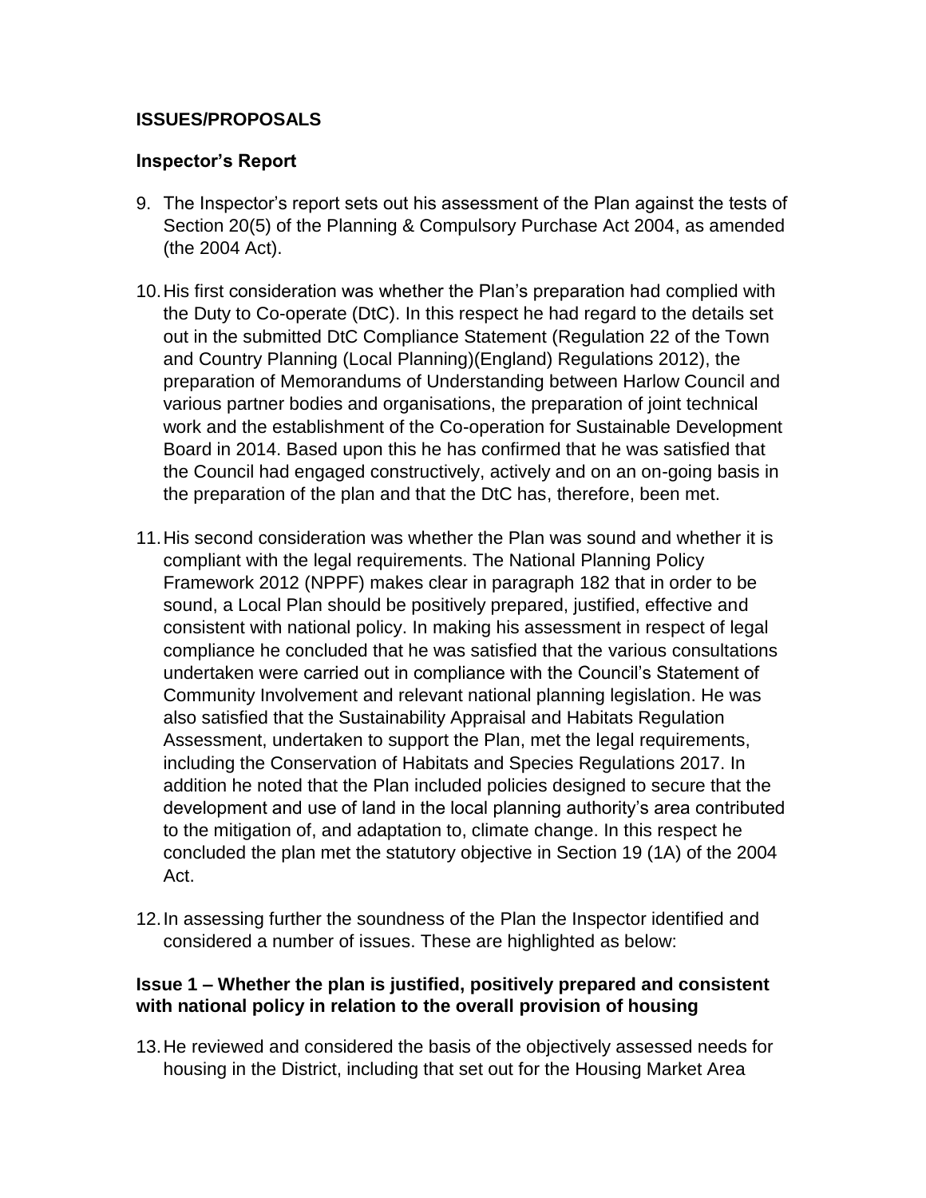## ISSUES/PROPOSALS

### Inspector's Report

9. The Inspector's report sets out his assessment of the Plan against the tests of Section 20(5) of the Planning & Compulsory Purchase Act 2004, as amended (the 2004 Act).

10. His first consideration was whether the Plan's preparation had complied with the Duty to Co-operate (DtC). In this respect he had regard to the details set out in the submitted DtC Compliance Statement (Regulation 22 of the Town and Country Planning (Local Planning)(England) Regulations 2012), the preparation of Memorandums of Understanding between Harlow Council and various partner bodies and organisations, the preparation of joint technical work and the establishment of the Co-operation for Sustainable Development Board in 2014. Based upon this he has confirmed that he was satisfied that the Council had engaged constructively, actively and on an on-going basis in the preparation of the plan and that the DtC has, therefore, been met.

11. His second consideration was whether the Plan was sound and whether it is compliant with the legal requirements. The National Planning Policy Framework 2012 (NPPF) makes clear in paragraph 182 that in order to be sound, a Local Plan should be positively prepared, justified, effective and consistent with national policy. In making his assessment in respect of legal compliance he concluded that he was satisfied that the various consultations undertaken were carried out in compliance with the Council's Statement of Community Involvement and relevant national planning legislation. He was also satisfied that the Sustainability Appraisal and Habitats Regulation Assessment, undertaken to support the Plan, met the legal requirements, including the Conservation of Habitats and Species Regulations 2017. In addition he noted that the Plan included policies designed to secure that the development and use of land in the local planning authority's area contributed to the mitigation of, and adaptation to, climate change. In this respect he concluded the plan met the statutory objective in Section 19 (1A) of the 2004 Act.

12. In assessing further the soundness of the Plan the Inspector identified and considered a number of issues. These are highlighted as below:

### Issue 1 – Whether the plan is justified, positively prepared and consistent with national policy in relation to the overall provision of housing

13. He reviewed and considered the basis of the objectively assessed needs for housing in the District, including that set out for the Housing Market Area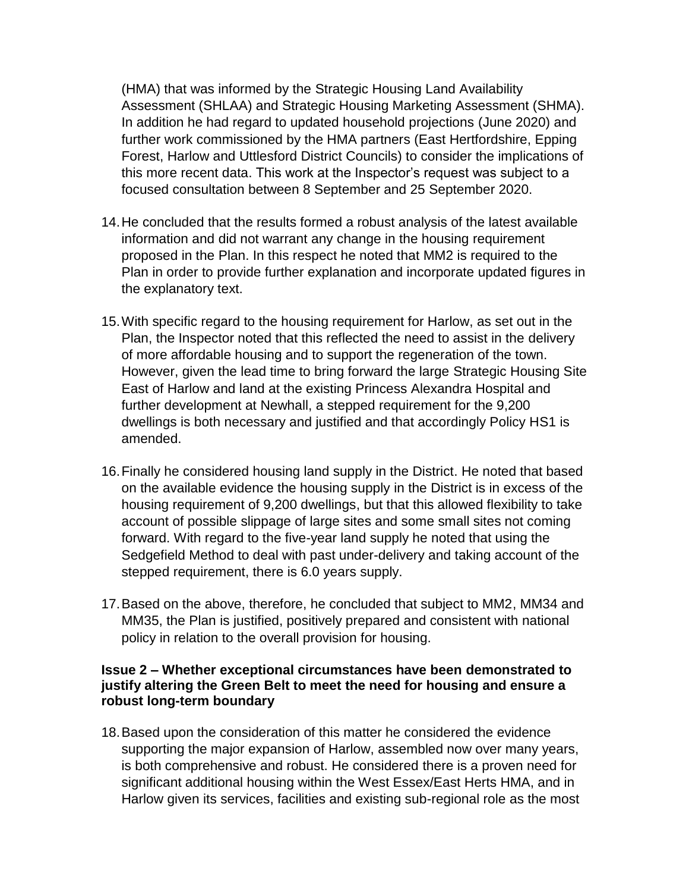(HMA) that was informed by the Strategic Housing Land Availability Assessment (SHLAA) and Strategic Housing Marketing Assessment (SHMA). In addition he had regard to updated household projections (June 2020) and further work commissioned by the HMA partners (East Hertfordshire, Epping Forest, Harlow and Uttlesford District Councils) to consider the implications of this more recent data. This work at the Inspector's request was subject to a focused consultation between 8 September and 25 September 2020.

14. He concluded that the results formed a robust analysis of the latest available information and did not warrant any change in the housing requirement proposed in the Plan. In this respect he noted that MM2 is required to the Plan in order to provide further explanation and incorporate updated figures in the explanatory text.

15. With specific regard to the housing requirement for Harlow, as set out in the Plan, the Inspector noted that this reflected the need to assist in the delivery of more affordable housing and to support the regeneration of the town. However, given the lead time to bring forward the large Strategic Housing Site East of Harlow and land at the existing Princess Alexandra Hospital and further development at Newhall, a stepped requirement for the 9,200 dwellings is both necessary and justified and that accordingly Policy HS1 is amended.

16. Finally he considered housing land supply in the District. He noted that based on the available evidence the housing supply in the District is in excess of the housing requirement of 9,200 dwellings, but that this allowed flexibility to take account of possible slippage of large sites and some small sites not coming forward. With regard to the five-year land supply he noted that using the Sedgefield Method to deal with past under-delivery and taking account of the stepped requirement, there is 6.0 years supply.

17. Based on the above, therefore, he concluded that subject to MM2, MM34 and MM35, the Plan is justified, positively prepared and consistent with national policy in relation to the overall provision for housing.

### Issue 2 – Whether exceptional circumstances have been demonstrated to justify altering the Green Belt to meet the need for housing and ensure a robust long-term boundary

18. Based upon the consideration of this matter he considered the evidence supporting the major expansion of Harlow, assembled now over many years, is both comprehensive and robust. He considered there is a proven need for significant additional housing within the West Essex/East Herts HMA, and in Harlow given its services, facilities and existing sub-regional role as the most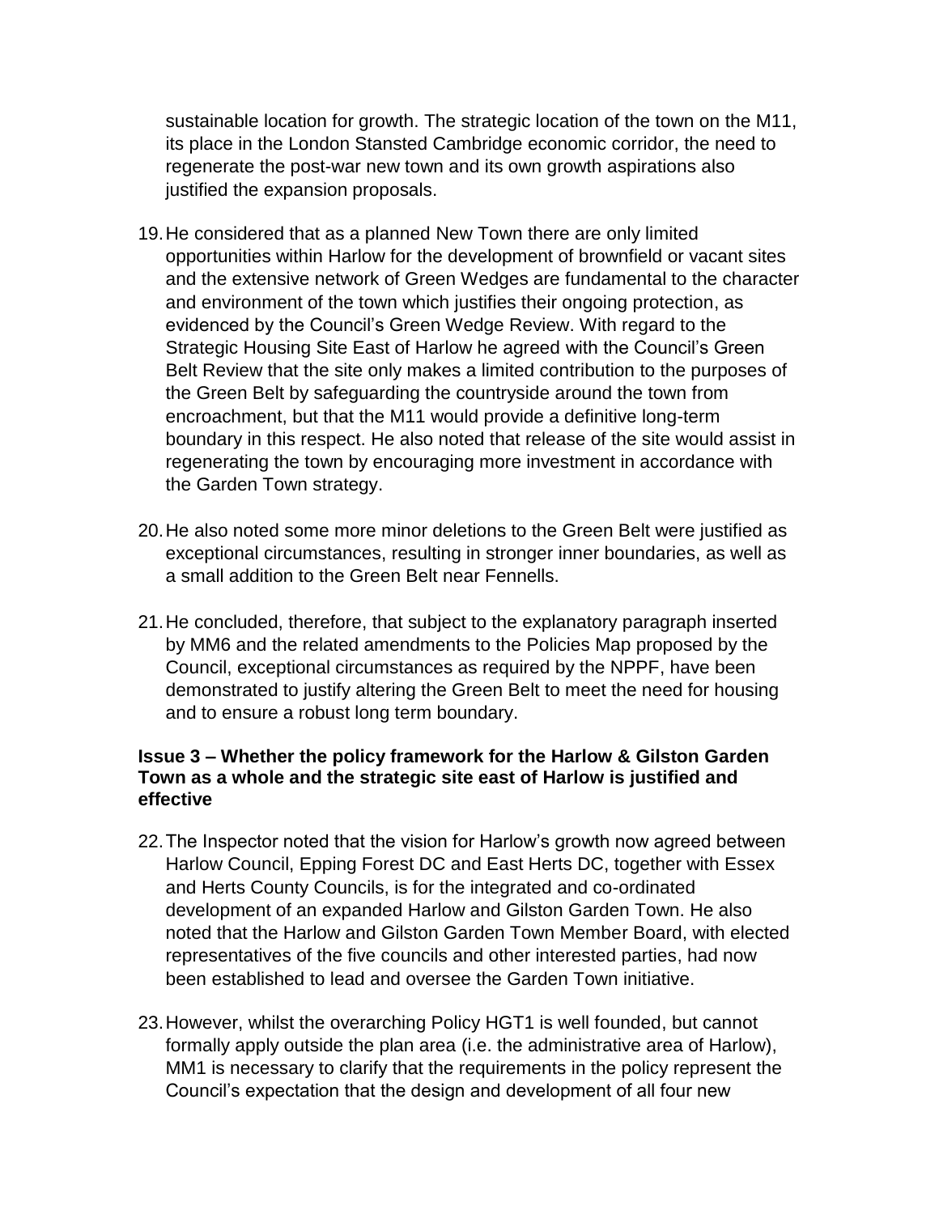sustainable location for growth. The strategic location of the town on the M11, its place in the London Stansted Cambridge economic corridor, the need to regenerate the post-war new town and its own growth aspirations also justified the expansion proposals.

19. He considered that as a planned New Town there are only limited opportunities within Harlow for the development of brownfield or vacant sites and the extensive network of Green Wedges are fundamental to the character and environment of the town which justifies their ongoing protection, as evidenced by the Council's Green Wedge Review. With regard to the Strategic Housing Site East of Harlow he agreed with the Council's Green Belt Review that the site only makes a limited contribution to the purposes of the Green Belt by safeguarding the countryside around the town from encroachment, but that the M11 would provide a definitive long-term boundary in this respect. He also noted that release of the site would assist in regenerating the town by encouraging more investment in accordance with the Garden Town strategy.

20. He also noted some more minor deletions to the Green Belt were justified as exceptional circumstances, resulting in stronger inner boundaries, as well as a small addition to the Green Belt near Fennells.

21. He concluded, therefore, that subject to the explanatory paragraph inserted by MM6 and the related amendments to the Policies Map proposed by the Council, exceptional circumstances as required by the NPPF, have been demonstrated to justify altering the Green Belt to meet the need for housing and to ensure a robust long term boundary.

### Issue 3 – Whether the policy framework for the Harlow & Gilston Garden Town as a whole and the strategic site east of Harlow is justified and effective

22. The Inspector noted that the vision for Harlow's growth now agreed between Harlow Council, Epping Forest DC and East Herts DC, together with Essex and Herts County Councils, is for the integrated and co-ordinated development of an expanded Harlow and Gilston Garden Town. He also noted that the Harlow and Gilston Garden Town Member Board, with elected representatives of the five councils and other interested parties, had now been established to lead and oversee the Garden Town initiative.

23. However, whilst the overarching Policy HGT1 is well founded, but cannot formally apply outside the plan area (i.e. the administrative area of Harlow), MM1 is necessary to clarify that the requirements in the policy represent the Council's expectation that the design and development of all four new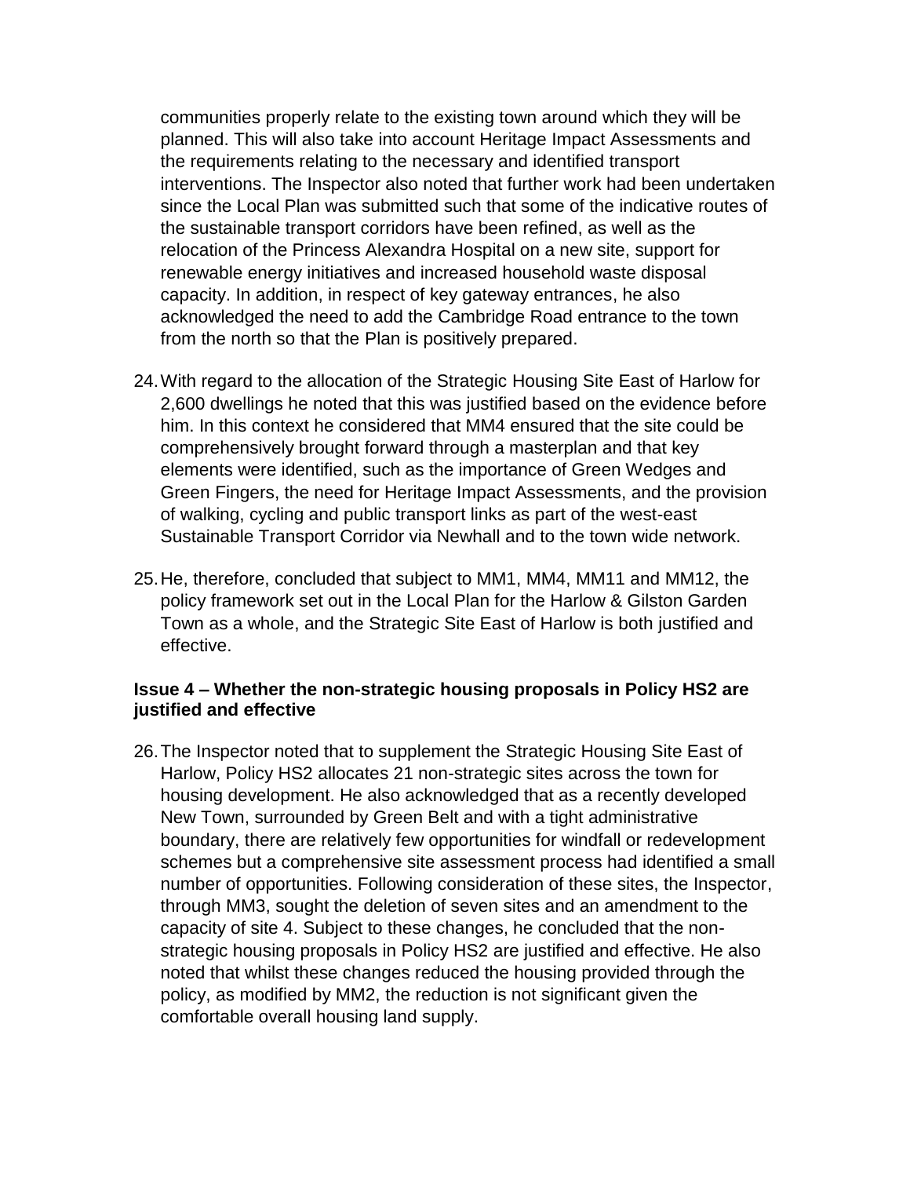communities properly relate to the existing town around which they will be planned. This will also take into account Heritage Impact Assessments and the requirements relating to the necessary and identified transport interventions. The Inspector also noted that further work had been undertaken since the Local Plan was submitted such that some of the indicative routes of the sustainable transport corridors have been refined, as well as the relocation of the Princess Alexandra Hospital on a new site, support for renewable energy initiatives and increased household waste disposal capacity. In addition, in respect of key gateway entrances, he also acknowledged the need to add the Cambridge Road entrance to the town from the north so that the Plan is positively prepared.

24. With regard to the allocation of the Strategic Housing Site East of Harlow for 2,600 dwellings he noted that this was justified based on the evidence before him. In this context he considered that MM4 ensured that the site could be comprehensively brought forward through a masterplan and that key elements were identified, such as the importance of Green Wedges and Green Fingers, the need for Heritage Impact Assessments, and the provision of walking, cycling and public transport links as part of the west-east Sustainable Transport Corridor via Newhall and to the town wide network.

25. He, therefore, concluded that subject to MM1, MM4, MM11 and MM12, the policy framework set out in the Local Plan for the Harlow & Gilston Garden Town as a whole, and the Strategic Site East of Harlow is both justified and effective.

**Issue 4 – Whether the non-strategic housing proposals in Policy HS2 are justified and effective**

26. The Inspector noted that to supplement the Strategic Housing Site East of Harlow, Policy HS2 allocates 21 non-strategic sites across the town for housing development. He also acknowledged that as a recently developed New Town, surrounded by Green Belt and with a tight administrative boundary, there are relatively few opportunities for windfall or redevelopment schemes but a comprehensive site assessment process had identified a small number of opportunities. Following consideration of these sites, the Inspector, through MM3, sought the deletion of seven sites and an amendment to the capacity of site 4. Subject to these changes, he concluded that the non-strategic housing proposals in Policy HS2 are justified and effective. He also noted that whilst these changes reduced the housing provided through the policy, as modified by MM2, the reduction is not significant given the comfortable overall housing land supply.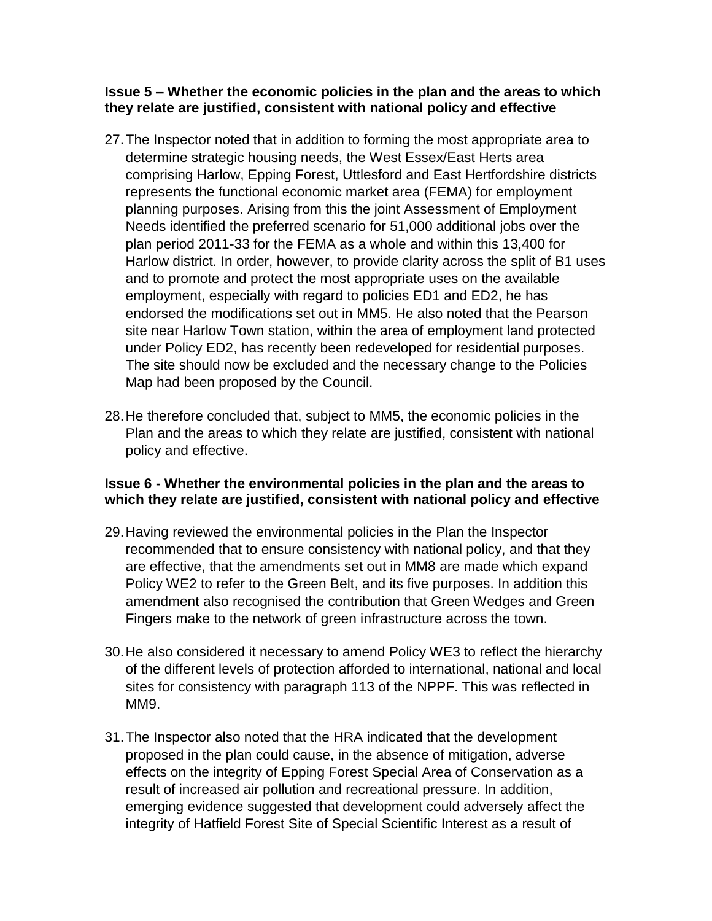**Issue 5 – Whether the economic policies in the plan and the areas to which they relate are justified, consistent with national policy and effective**

27. The Inspector noted that in addition to forming the most appropriate area to determine strategic housing needs, the West Essex/East Herts area comprising Harlow, Epping Forest, Uttlesford and East Hertfordshire districts represents the functional economic market area (FEMA) for employment planning purposes. Arising from this the joint Assessment of Employment Needs identified the preferred scenario for 51,000 additional jobs over the plan period 2011-33 for the FEMA as a whole and within this 13,400 for Harlow district. In order, however, to provide clarity across the split of B1 uses and to promote and protect the most appropriate uses on the available employment, especially with regard to policies ED1 and ED2, he has endorsed the modifications set out in MM5. He also noted that the Pearson site near Harlow Town station, within the area of employment land protected under Policy ED2, has recently been redeveloped for residential purposes. The site should now be excluded and the necessary change to the Policies Map had been proposed by the Council.

28. He therefore concluded that, subject to MM5, the economic policies in the Plan and the areas to which they relate are justified, consistent with national policy and effective.

**Issue 6 - Whether the environmental policies in the plan and the areas to which they relate are justified, consistent with national policy and effective**

29. Having reviewed the environmental policies in the Plan the Inspector recommended that to ensure consistency with national policy, and that they are effective, that the amendments set out in MM8 are made which expand Policy WE2 to refer to the Green Belt, and its five purposes. In addition this amendment also recognised the contribution that Green Wedges and Green Fingers make to the network of green infrastructure across the town.

30. He also considered it necessary to amend Policy WE3 to reflect the hierarchy of the different levels of protection afforded to international, national and local sites for consistency with paragraph 113 of the NPPF. This was reflected in MM9.

31. The Inspector also noted that the HRA indicated that the development proposed in the plan could cause, in the absence of mitigation, adverse effects on the integrity of Epping Forest Special Area of Conservation as a result of increased air pollution and recreational pressure. In addition, emerging evidence suggested that development could adversely affect the integrity of Hatfield Forest Site of Special Scientific Interest as a result of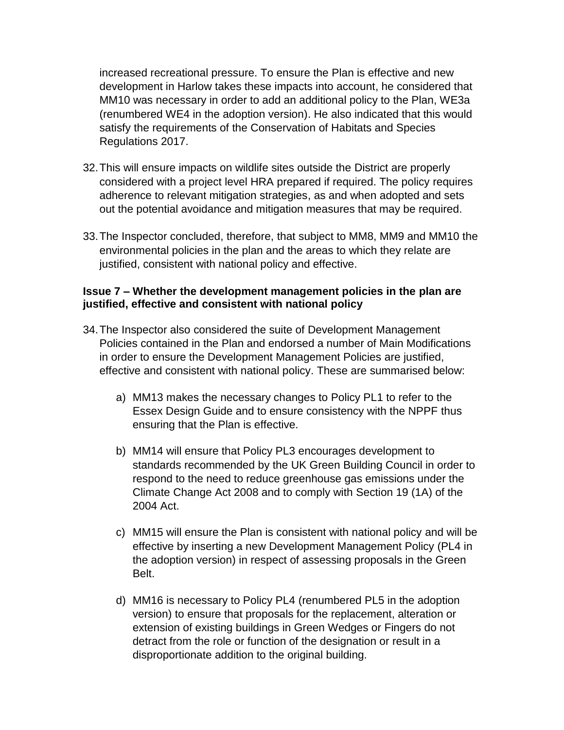increased recreational pressure. To ensure the Plan is effective and new development in Harlow takes these impacts into account, he considered that MM10 was necessary in order to add an additional policy to the Plan, WE3a (renumbered WE4 in the adoption version). He also indicated that this would satisfy the requirements of the Conservation of Habitats and Species Regulations 2017.

32. This will ensure impacts on wildlife sites outside the District are properly considered with a project level HRA prepared if required. The policy requires adherence to relevant mitigation strategies, as and when adopted and sets out the potential avoidance and mitigation measures that may be required.

33. The Inspector concluded, therefore, that subject to MM8, MM9 and MM10 the environmental policies in the plan and the areas to which they relate are justified, consistent with national policy and effective.

**Issue 7 – Whether the development management policies in the plan are justified, effective and consistent with national policy**

34. The Inspector also considered the suite of Development Management Policies contained in the Plan and endorsed a number of Main Modifications in order to ensure the Development Management Policies are justified, effective and consistent with national policy. These are summarised below:

    a) MM13 makes the necessary changes to Policy PL1 to refer to the Essex Design Guide and to ensure consistency with the NPPF thus ensuring that the Plan is effective.

    b) MM14 will ensure that Policy PL3 encourages development to standards recommended by the UK Green Building Council in order to respond to the need to reduce greenhouse gas emissions under the Climate Change Act 2008 and to comply with Section 19 (1A) of the 2004 Act.

    c) MM15 will ensure the Plan is consistent with national policy and will be effective by inserting a new Development Management Policy (PL4 in the adoption version) in respect of assessing proposals in the Green Belt.

    d) MM16 is necessary to Policy PL4 (renumbered PL5 in the adoption version) to ensure that proposals for the replacement, alteration or extension of existing buildings in Green Wedges or Fingers do not detract from the role or function of the designation or result in a disproportionate addition to the original building.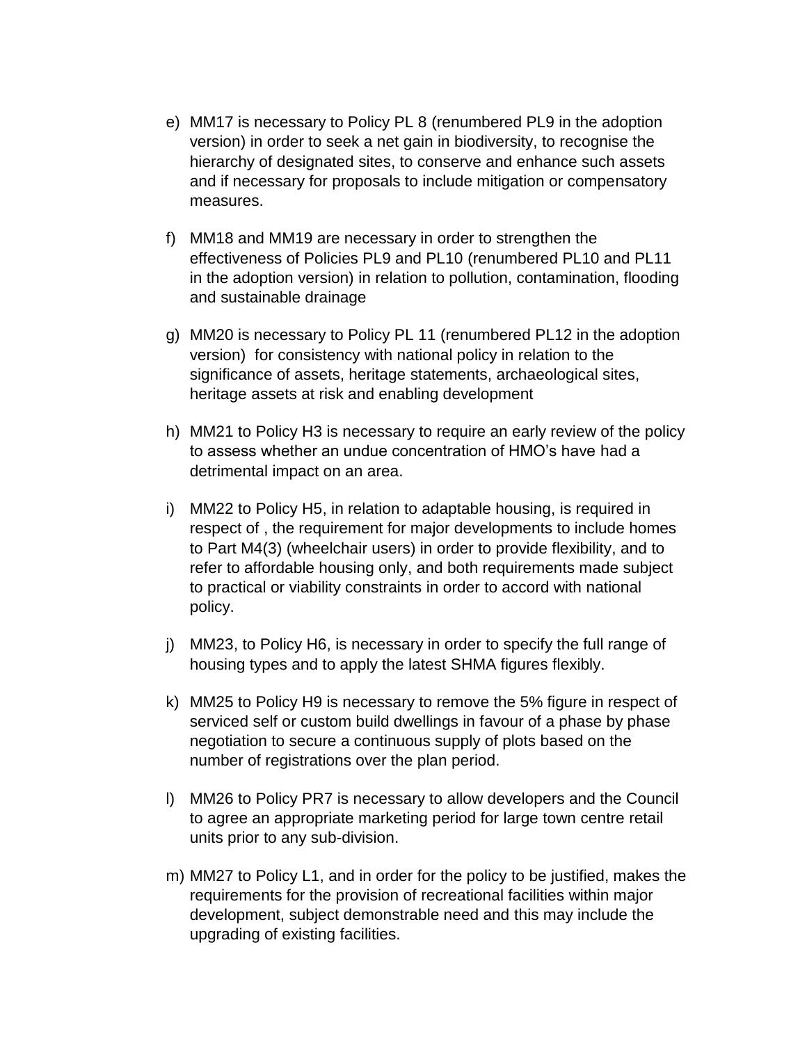e) MM17 is necessary to Policy PL 8 (renumbered PL9 in the adoption version) in order to seek a net gain in biodiversity, to recognise the hierarchy of designated sites, to conserve and enhance such assets and if necessary for proposals to include mitigation or compensatory measures.

f) MM18 and MM19 are necessary in order to strengthen the effectiveness of Policies PL9 and PL10 (renumbered PL10 and PL11 in the adoption version) in relation to pollution, contamination, flooding and sustainable drainage

g) MM20 is necessary to Policy PL 11 (renumbered PL12 in the adoption version) for consistency with national policy in relation to the significance of assets, heritage statements, archaeological sites, heritage assets at risk and enabling development

h) MM21 to Policy H3 is necessary to require an early review of the policy to assess whether an undue concentration of HMO's have had a detrimental impact on an area.

i) MM22 to Policy H5, in relation to adaptable housing, is required in respect of , the requirement for major developments to include homes to Part M4(3) (wheelchair users) in order to provide flexibility, and to refer to affordable housing only, and both requirements made subject to practical or viability constraints in order to accord with national policy.

j) MM23, to Policy H6, is necessary in order to specify the full range of housing types and to apply the latest SHMA figures flexibly.

k) MM25 to Policy H9 is necessary to remove the 5% figure in respect of serviced self or custom build dwellings in favour of a phase by phase negotiation to secure a continuous supply of plots based on the number of registrations over the plan period.

l) MM26 to Policy PR7 is necessary to allow developers and the Council to agree an appropriate marketing period for large town centre retail units prior to any sub-division.

m) MM27 to Policy L1, and in order for the policy to be justified, makes the requirements for the provision of recreational facilities within major development, subject demonstrable need and this may include the upgrading of existing facilities.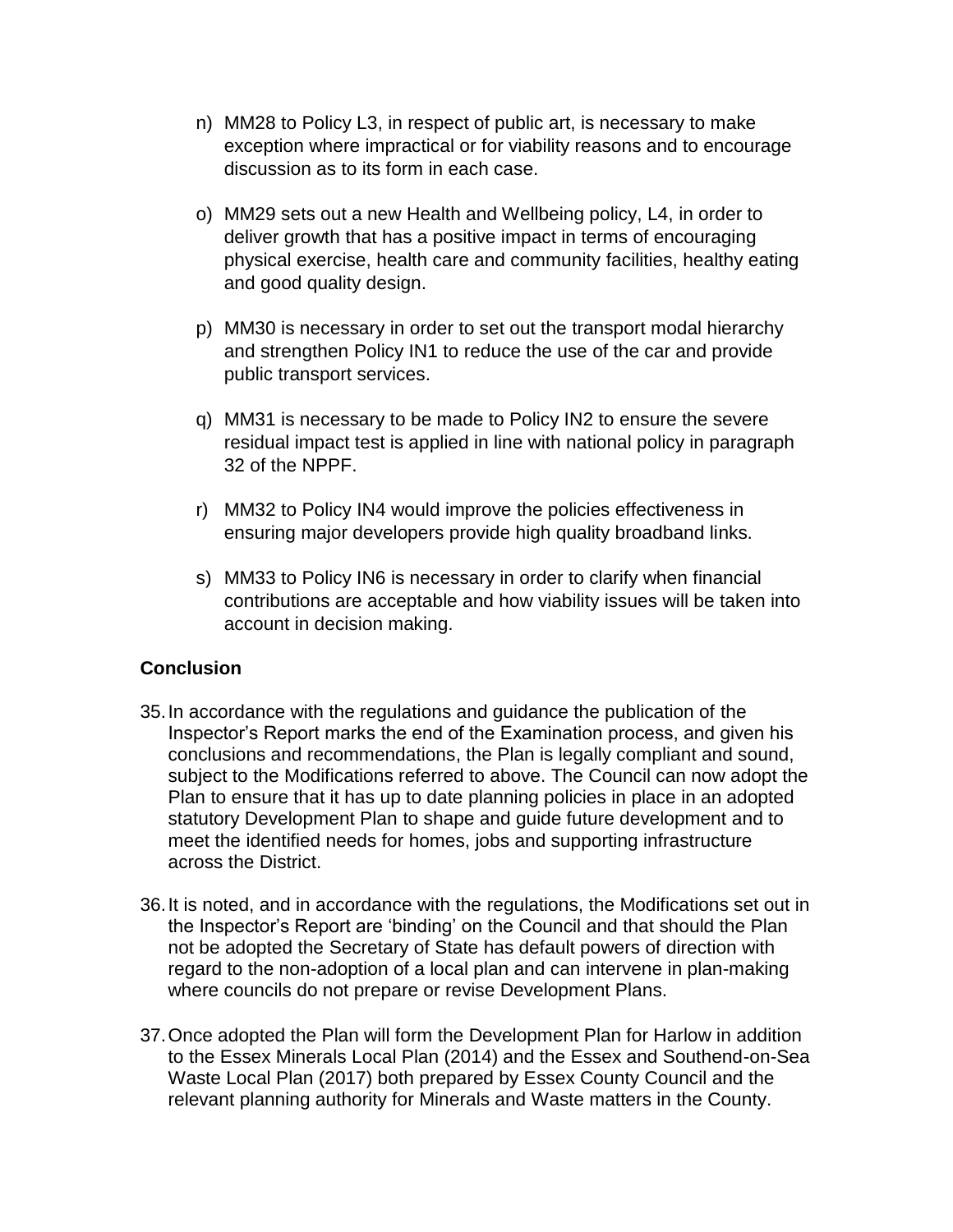n) MM28 to Policy L3, in respect of public art, is necessary to make exception where impractical or for viability reasons and to encourage discussion as to its form in each case.

o) MM29 sets out a new Health and Wellbeing policy, L4, in order to deliver growth that has a positive impact in terms of encouraging physical exercise, health care and community facilities, healthy eating and good quality design.

p) MM30 is necessary in order to set out the transport modal hierarchy and strengthen Policy IN1 to reduce the use of the car and provide public transport services.

q) MM31 is necessary to be made to Policy IN2 to ensure the severe residual impact test is applied in line with national policy in paragraph 32 of the NPPF.

r) MM32 to Policy IN4 would improve the policies effectiveness in ensuring major developers provide high quality broadband links.

s) MM33 to Policy IN6 is necessary in order to clarify when financial contributions are acceptable and how viability issues will be taken into account in decision making.

**Conclusion**

35. In accordance with the regulations and guidance the publication of the Inspector's Report marks the end of the Examination process, and given his conclusions and recommendations, the Plan is legally compliant and sound, subject to the Modifications referred to above. The Council can now adopt the Plan to ensure that it has up to date planning policies in place in an adopted statutory Development Plan to shape and guide future development and to meet the identified needs for homes, jobs and supporting infrastructure across the District.

36. It is noted, and in accordance with the regulations, the Modifications set out in the Inspector's Report are 'binding' on the Council and that should the Plan not be adopted the Secretary of State has default powers of direction with regard to the non-adoption of a local plan and can intervene in plan-making where councils do not prepare or revise Development Plans.

37. Once adopted the Plan will form the Development Plan for Harlow in addition to the Essex Minerals Local Plan (2014) and the Essex and Southend-on-Sea Waste Local Plan (2017) both prepared by Essex County Council and the relevant planning authority for Minerals and Waste matters in the County.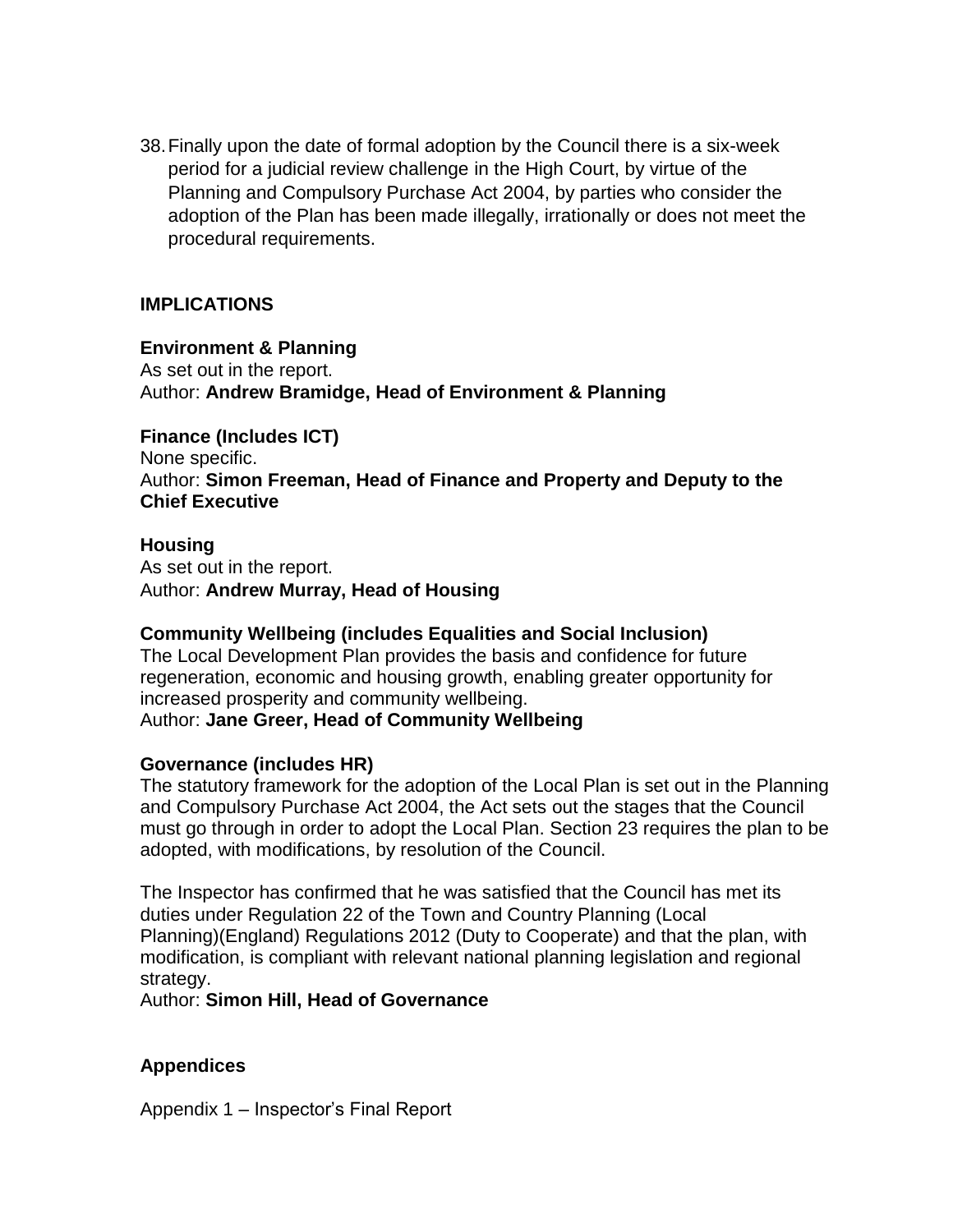38. Finally upon the date of formal adoption by the Council there is a six-week period for a judicial review challenge in the High Court, by virtue of the Planning and Compulsory Purchase Act 2004, by parties who consider the adoption of the Plan has been made illegally, irrationally or does not meet the procedural requirements.

## IMPLICATIONS

**Environment & Planning**
As set out in the report.
Author: **Andrew Bramidge, Head of Environment & Planning**

**Finance (Includes ICT)**
None specific.
Author: **Simon Freeman, Head of Finance and Property and Deputy to the Chief Executive**

**Housing**
As set out in the report.
Author: **Andrew Murray, Head of Housing**

**Community Wellbeing (includes Equalities and Social Inclusion)**
The Local Development Plan provides the basis and confidence for future regeneration, economic and housing growth, enabling greater opportunity for increased prosperity and community wellbeing.
Author: **Jane Greer, Head of Community Wellbeing**

**Governance (includes HR)**
The statutory framework for the adoption of the Local Plan is set out in the Planning and Compulsory Purchase Act 2004, the Act sets out the stages that the Council must go through in order to adopt the Local Plan. Section 23 requires the plan to be adopted, with modifications, by resolution of the Council.

The Inspector has confirmed that he was satisfied that the Council has met its duties under Regulation 22 of the Town and Country Planning (Local Planning)(England) Regulations 2012 (Duty to Cooperate) and that the plan, with modification, is compliant with relevant national planning legislation and regional strategy.
Author: **Simon Hill, Head of Governance**

## Appendices

Appendix 1 – Inspector's Final Report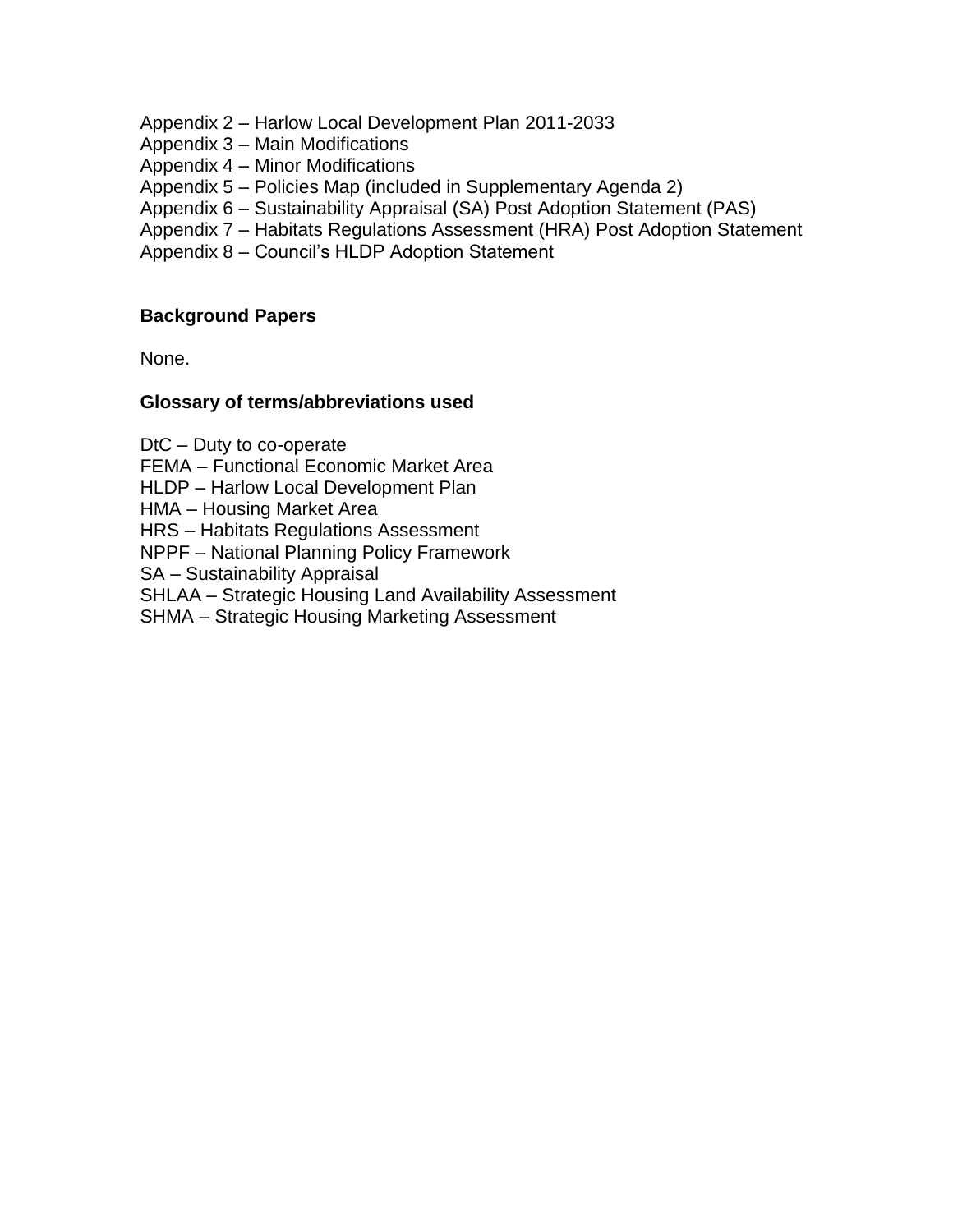Appendix 2 – Harlow Local Development Plan 2011-2033
Appendix 3 – Main Modifications
Appendix 4 – Minor Modifications
Appendix 5 – Policies Map (included in Supplementary Agenda 2)
Appendix 6 – Sustainability Appraisal (SA) Post Adoption Statement (PAS)
Appendix 7 – Habitats Regulations Assessment (HRA) Post Adoption Statement
Appendix 8 – Council's HLDP Adoption Statement

**Background Papers**

None.

**Glossary of terms/abbreviations used**

DtC – Duty to co-operate
FEMA – Functional Economic Market Area
HLDP – Harlow Local Development Plan
HMA – Housing Market Area
HRS – Habitats Regulations Assessment
NPPF – National Planning Policy Framework
SA – Sustainability Appraisal
SHLAA – Strategic Housing Land Availability Assessment
SHMA – Strategic Housing Marketing Assessment